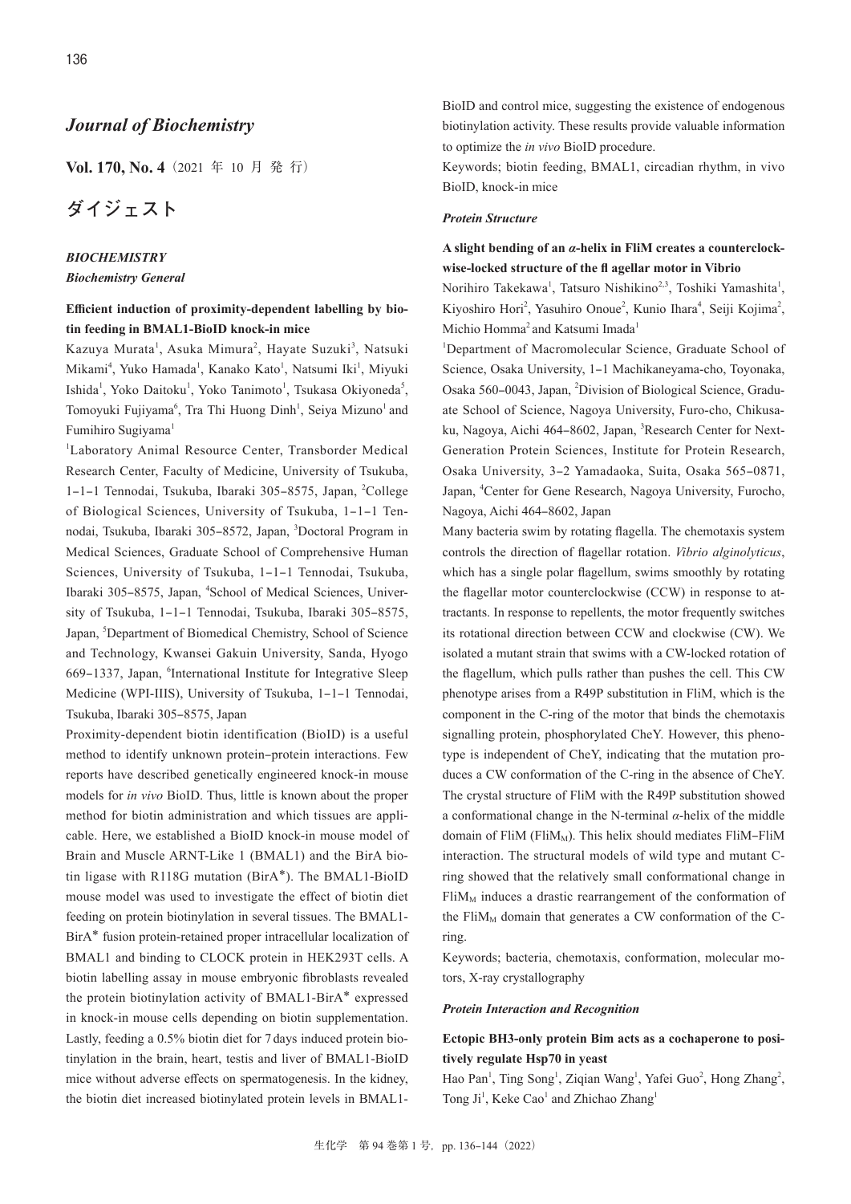# *Journal of Biochemistry*

**Vol. 170, No. 4**（2021 年 10 月 発 行）

## ダイジェスト

### *BIOCHEMISTRY*

#### *Biochemistry General*

**Efficient induction of proximity-dependent labelling by biotin feeding in BMAL1-BioID knock-in mice**

Kazuya Murata[1], Asuka Mimura[2], Hayate Suzuki[3], Natsuki Mikami[4], Yuko Hamada[1], Kanako Kato[1], Natsumi Iki[1], Miyuki Ishida[1], Yoko Daitoku[1], Yoko Tanimoto[1], Tsukasa Okiyoneda[5], Tomoyuki Fujiyama[6], Tra Thi Huong Dinh[1], Seiya Mizuno[1] and Fumihiro Sugiyama[1]

[1]Laboratory Animal Resource Center, Transborder Medical Research Center, Faculty of Medicine, University of Tsukuba, 1–1–1 Tennodai, Tsukuba, Ibaraki 305–8575, Japan, [2]College of Biological Sciences, University of Tsukuba, 1–1–1 Tennodai, Tsukuba, Ibaraki 305–8572, Japan, [3]Doctoral Program in Medical Sciences, Graduate School of Comprehensive Human Sciences, University of Tsukuba, 1–1–1 Tennodai, Tsukuba, Ibaraki 305–8575, Japan, [4]School of Medical Sciences, University of Tsukuba, 1–1–1 Tennodai, Tsukuba, Ibaraki 305–8575, Japan, [5]Department of Biomedical Chemistry, School of Science and Technology, Kwansei Gakuin University, Sanda, Hyogo 669–1337, Japan, [6]International Institute for Integrative Sleep Medicine (WPI-IIIS), University of Tsukuba, 1–1–1 Tennodai, Tsukuba, Ibaraki 305–8575, Japan

Proximity-dependent biotin identification (BioID) is a useful method to identify unknown protein–protein interactions. Few reports have described genetically engineered knock-in mouse models for *in vivo* BioID. Thus, little is known about the proper method for biotin administration and which tissues are applicable. Here, we established a BioID knock-in mouse model of Brain and Muscle ARNT-Like 1 (BMAL1) and the BirA biotin ligase with R118G mutation (BirA*). The BMAL1-BioID mouse model was used to investigate the effect of biotin diet feeding on protein biotinylation in several tissues. The BMAL1-BirA* fusion protein-retained proper intracellular localization of BMAL1 and binding to CLOCK protein in HEK293T cells. A biotin labelling assay in mouse embryonic fibroblasts revealed the protein biotinylation activity of BMAL1-BirA* expressed in knock-in mouse cells depending on biotin supplementation. Lastly, feeding a 0.5% biotin diet for 7 days induced protein biotinylation in the brain, heart, testis and liver of BMAL1-BioID mice without adverse effects on spermatogenesis. In the kidney, the biotin diet increased biotinylated protein levels in BMAL1-BioID and control mice, suggesting the existence of endogenous biotinylation activity. These results provide valuable information to optimize the *in vivo* BioID procedure.

Keywords; biotin feeding, BMAL1, circadian rhythm, in vivo BioID, knock-in mice

#### *Protein Structure*

**A slight bending of an $\alpha$-helix in FliM creates a counterclockwise-locked structure of the flagellar motor in Vibrio**

Norihiro Takekawa[1], Tatsuro Nishikino[2,3], Toshiki Yamashita[1], Kiyoshiro Hori[2], Yasuhiro Onoue[2], Kunio Ihara[4], Seiji Kojima[2], Michio Homma[2] and Katsumi Imada[1]

[1]Department of Macromolecular Science, Graduate School of Science, Osaka University, 1–1 Machikaneyama-cho, Toyonaka, Osaka 560–0043, Japan, [2]Division of Biological Science, Graduate School of Science, Nagoya University, Furo-cho, Chikusa-ku, Nagoya, Aichi 464–8602, Japan, [3]Research Center for Next-Generation Protein Sciences, Institute for Protein Research, Osaka University, 3–2 Yamadaoka, Suita, Osaka 565–0871, Japan, [4]Center for Gene Research, Nagoya University, Furocho, Nagoya, Aichi 464–8602, Japan

Many bacteria swim by rotating flagella. The chemotaxis system controls the direction of flagellar rotation. *Vibrio alginolyticus*, which has a single polar flagellum, swims smoothly by rotating the flagellar motor counterclockwise (CCW) in response to attractants. In response to repellents, the motor frequently switches its rotational direction between CCW and clockwise (CW). We isolated a mutant strain that swims with a CW-locked rotation of the flagellum, which pulls rather than pushes the cell. This CW phenotype arises from a R49P substitution in FliM, which is the component in the C-ring of the motor that binds the chemotaxis signalling protein, phosphorylated CheY. However, this phenotype is independent of CheY, indicating that the mutation produces a CW conformation of the C-ring in the absence of CheY. The crystal structure of FliM with the R49P substitution showed a conformational change in the N-terminal $\alpha$-helix of the middle domain of FliM ($FliM_M$). This helix should mediates FliM–FliM interaction. The structural models of wild type and mutant C-ring showed that the relatively small conformational change in $FliM_M$ induces a drastic rearrangement of the conformation of the $FliM_M$ domain that generates a CW conformation of the C-ring.

Keywords; bacteria, chemotaxis, conformation, molecular motors, X-ray crystallography

#### *Protein Interaction and Recognition*

**Ectopic BH3-only protein Bim acts as a cochaperone to positively regulate Hsp70 in yeast**

Hao Pan[1], Ting Song[1], Ziqian Wang[1], Yafei Guo[2], Hong Zhang[2], Tong Ji[1], Keke Cao[1] and Zhichao Zhang[1]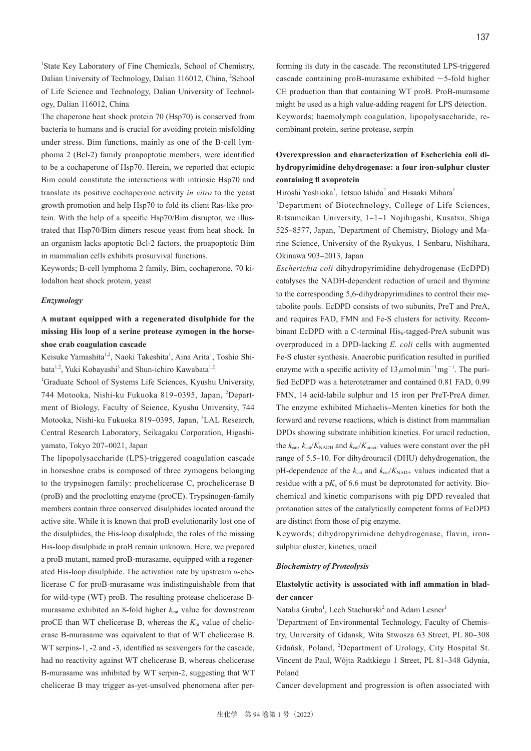[1]State Key Laboratory of Fine Chemicals, School of Chemistry, Dalian University of Technology, Dalian 116012, China, [2]School of Life Science and Technology, Dalian University of Technology, Dalian 116012, China

The chaperone heat shock protein 70 (Hsp70) is conserved from bacteria to humans and is crucial for avoiding protein misfolding under stress. Bim functions, mainly as one of the B-cell lymphoma 2 (Bcl-2) family proapoptotic members, were identified to be a cochaperone of Hsp70. Herein, we reported that ectopic Bim could constitute the interactions with intrinsic Hsp70 and translate its positive cochaperone activity *in vitro* to the yeast growth promotion and help Hsp70 to fold its client Ras-like protein. With the help of a specific Hsp70/Bim disruptor, we illustrated that Hsp70/Bim dimers rescue yeast from heat shock. In an organism lacks apoptotic Bcl-2 factors, the proapoptotic Bim in mammalian cells exhibits prosurvival functions.

Keywords; B-cell lymphoma 2 family, Bim, cochaperone, 70 kilodalton heat shock protein, yeast

### *Enzymology*

#### A mutant equipped with a regenerated disulphide for the missing His loop of a serine protease zymogen in the horseshoe crab coagulation cascade

Keisuke Yamashita[1,2], Naoki Takeshita[1], Aina Arita[1], Toshio Shibata[1,2], Yuki Kobayashi[3] and Shun-ichiro Kawabata[1,2]

[1]Graduate School of Systems Life Sciences, Kyushu University, 744 Motooka, Nishi-ku Fukuoka 819–0395, Japan, [2]Department of Biology, Faculty of Science, Kyushu University, 744 Motooka, Nishi-ku Fukuoka 819–0395, Japan, [3]LAL Research, Central Research Laboratory, Seikagaku Corporation, Higashiyamato, Tokyo 207–0021, Japan

The lipopolysaccharide (LPS)-triggered coagulation cascade in horseshoe crabs is composed of three zymogens belonging to the trypsinogen family: prochelicerase C, prochelicerase B (proB) and the proclotting enzyme (proCE). Trypsinogen-family members contain three conserved disulphides located around the active site. While it is known that proB evolutionarily lost one of the disulphides, the His-loop disulphide, the roles of the missing His-loop disulphide in proB remain unknown. Here, we prepared a proB mutant, named proB-murasame, equipped with a regenerated His-loop disulphide. The activation rate by upstream $\alpha$-chelicerase C for proB-murasame was indistinguishable from that for wild-type (WT) proB. The resulting protease chelicerase B-murasame exhibited an 8-fold higher $k_{cat}$ value for downstream proCE than WT chelicerase B, whereas the $K_m$ value of chelicerase B-murasame was equivalent to that of WT chelicerase B. WT serpins-1, -2 and -3, identified as scavengers for the cascade, had no reactivity against WT chelicerase B, whereas chelicerase B-murasame was inhibited by WT serpin-2, suggesting that WT chelicerae B may trigger as-yet-unsolved phenomena after performing its duty in the cascade. The reconstituted LPS-triggered cascade containing proB-murasame exhibited ~5-fold higher CE production than that containing WT proB. ProB-murasame might be used as a high value-adding reagent for LPS detection.

Keywords; haemolymph coagulation, lipopolysaccharide, recombinant protein, serine protease, serpin

#### Overexpression and characterization of Escherichia coli dihydropyrimidine dehydrogenase: a four iron-sulphur cluster containing flavoprotein

Hiroshi Yoshioka[1], Tetsuo Ishida[2] and Hisaaki Mihara[1]

[1]Department of Biotechnology, College of Life Sciences, Ritsumeikan University, 1–1–1 Nojihigashi, Kusatsu, Shiga 525–8577, Japan, [2]Department of Chemistry, Biology and Marine Science, University of the Ryukyus, 1 Senbaru, Nishihara, Okinawa 903–2013, Japan

*Escherichia coli* dihydropyrimidine dehydrogenase (EcDPD) catalyses the NADH-dependent reduction of uracil and thymine to the corresponding 5,6-dihydropyrimidines to control their metabolite pools. EcDPD consists of two subunits, PreT and PreA, and requires FAD, FMN and Fe-S clusters for activity. Recombinant EcDPD with a C-terminal $His_6$-tagged-PreA subunit was overproduced in a DPD-lacking *E. coli* cells with augmented Fe-S cluster synthesis. Anaerobic purification resulted in purified enzyme with a specific activity of $13\,\mu mol\,min^{-1}mg^{-1}$. The purified EcDPD was a heterotetramer and contained 0.81 FAD, 0.99 FMN, 14 acid-labile sulphur and 15 iron per PreT-PreA dimer. The enzyme exhibited Michaelis–Menten kinetics for both the forward and reverse reactions, which is distinct from mammalian DPDs showing substrate inhibition kinetics. For uracil reduction, the $k_{cat}$, $k_{cat}/K_{NADH}$ and $k_{cat}/K_{uracil}$ values were constant over the pH range of 5.5–10. For dihydrouracil (DHU) dehydrogenation, the pH-dependence of the $k_{cat}$ and $k_{cat}/K_{NAD+}$ values indicated that a residue with a p$K_a$ of 6.6 must be deprotonated for activity. Biochemical and kinetic comparisons with pig DPD revealed that protonation sates of the catalytically competent forms of EcDPD are distinct from those of pig enzyme.

Keywords; dihydropyrimidine dehydrogenase, flavin, iron-sulphur cluster, kinetics, uracil

### *Biochemistry of Proteolysis*

#### Elastolytic activity is associated with inflammation in bladder cancer

Natalia Gruba[1], Lech Stachurski[2] and Adam Lesner[1]

[1]Department of Environmental Technology, Faculty of Chemistry, University of Gdansk, Wita Stwosza 63 Street, PL 80–308 Gdańsk, Poland, [2]Department of Urology, City Hospital St. Vincent de Paul, Wójta Radtkiego 1 Street, PL 81–348 Gdynia, Poland

Cancer development and progression is often associated with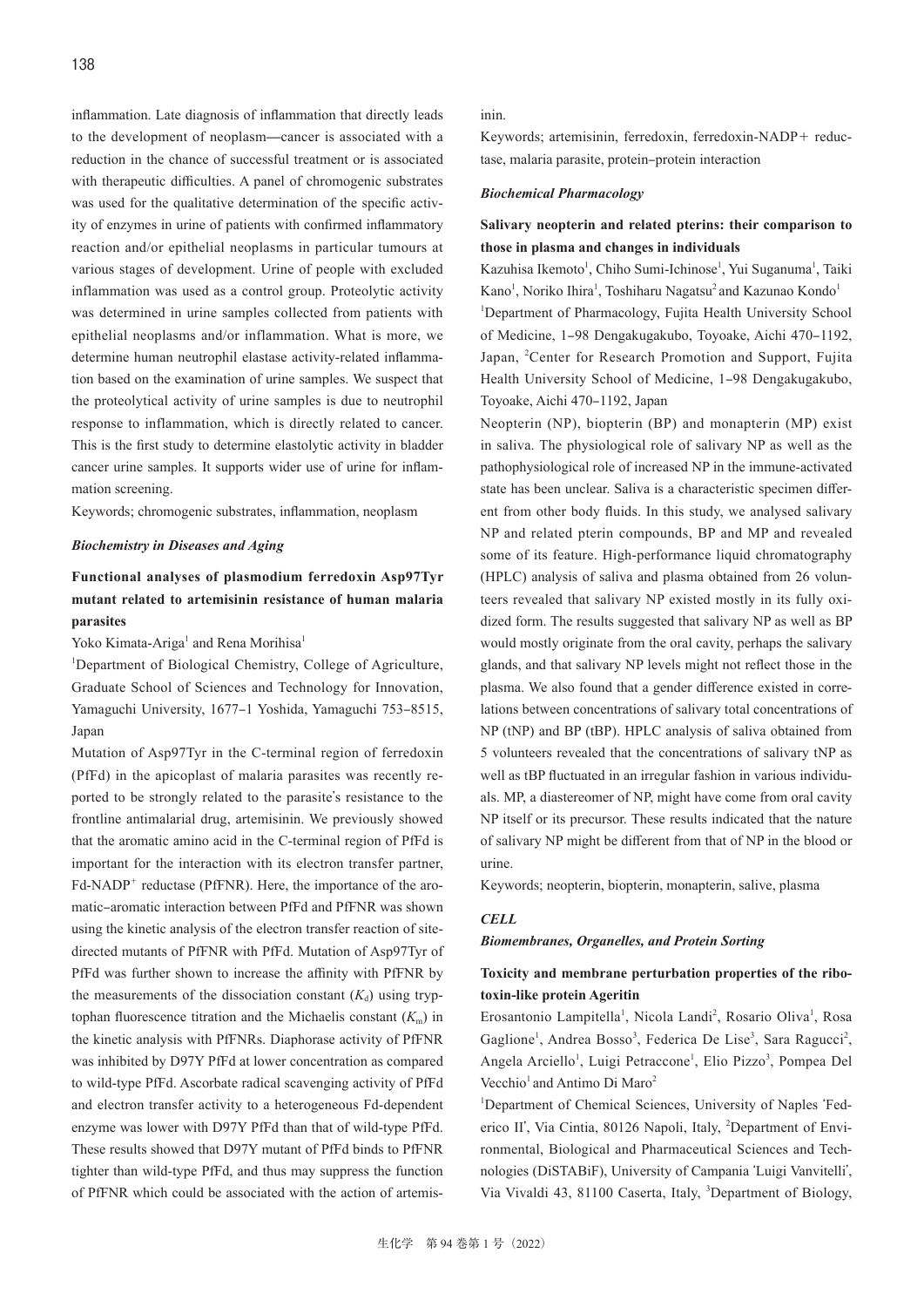inflammation. Late diagnosis of inflammation that directly leads to the development of neoplasm—cancer is associated with a reduction in the chance of successful treatment or is associated with therapeutic difficulties. A panel of chromogenic substrates was used for the qualitative determination of the specific activity of enzymes in urine of patients with confirmed inflammatory reaction and/or epithelial neoplasms in particular tumours at various stages of development. Urine of people with excluded inflammation was used as a control group. Proteolytic activity was determined in urine samples collected from patients with epithelial neoplasms and/or inflammation. What is more, we determine human neutrophil elastase activity-related inflammation based on the examination of urine samples. We suspect that the proteolytical activity of urine samples is due to neutrophil response to inflammation, which is directly related to cancer. This is the first study to determine elastolytic activity in bladder cancer urine samples. It supports wider use of urine for inflammation screening.

Keywords; chromogenic substrates, inflammation, neoplasm

### *Biochemistry in Diseases and Aging*

#### Functional analyses of plasmodium ferredoxin Asp97Tyr mutant related to artemisinin resistance of human malaria parasites

Yoko Kimata-Ariga[1] and Rena Morihisa[1]

[1]Department of Biological Chemistry, College of Agriculture, Graduate School of Sciences and Technology for Innovation, Yamaguchi University, 1677–1 Yoshida, Yamaguchi 753–8515, Japan

Mutation of Asp97Tyr in the C-terminal region of ferredoxin (PfFd) in the apicoplast of malaria parasites was recently reported to be strongly related to the parasite's resistance to the frontline antimalarial drug, artemisinin. We previously showed that the aromatic amino acid in the C-terminal region of PfFd is important for the interaction with its electron transfer partner, Fd-NADP$^+$ reductase (PfFNR). Here, the importance of the aromatic–aromatic interaction between PfFd and PfFNR was shown using the kinetic analysis of the electron transfer reaction of site-directed mutants of PfFNR with PfFd. Mutation of Asp97Tyr of PfFd was further shown to increase the affinity with PfFNR by the measurements of the dissociation constant ($K_d$) using tryptophan fluorescence titration and the Michaelis constant ($K_m$) in the kinetic analysis with PfFNRs. Diaphorase activity of PfFNR was inhibited by D97Y PfFd at lower concentration as compared to wild-type PfFd. Ascorbate radical scavenging activity of PfFd and electron transfer activity to a heterogeneous Fd-dependent enzyme was lower with D97Y PfFd than that of wild-type PfFd. These results showed that D97Y mutant of PfFd binds to PfFNR tighter than wild-type PfFd, and thus may suppress the function of PfFNR which could be associated with the action of artemisinin.

Keywords; artemisinin, ferredoxin, ferredoxin-NADP+ reductase, malaria parasite, protein–protein interaction

### *Biochemical Pharmacology*

#### Salivary neopterin and related pterins: their comparison to those in plasma and changes in individuals

Kazuhisa Ikemoto[1], Chiho Sumi-Ichinose[1], Yui Suganuma[1], Taiki Kano[1], Noriko Ihira[1], Toshiharu Nagatsu[2] and Kazunao Kondo[1]

[1]Department of Pharmacology, Fujita Health University School of Medicine, 1–98 Dengakugakubo, Toyoake, Aichi 470–1192, Japan, [2]Center for Research Promotion and Support, Fujita Health University School of Medicine, 1–98 Dengakugakubo, Toyoake, Aichi 470–1192, Japan

Neopterin (NP), biopterin (BP) and monapterin (MP) exist in saliva. The physiological role of salivary NP as well as the pathophysiological role of increased NP in the immune-activated state has been unclear. Saliva is a characteristic specimen different from other body fluids. In this study, we analysed salivary NP and related pterin compounds, BP and MP and revealed some of its feature. High-performance liquid chromatography (HPLC) analysis of saliva and plasma obtained from 26 volunteers revealed that salivary NP existed mostly in its fully oxidized form. The results suggested that salivary NP as well as BP would mostly originate from the oral cavity, perhaps the salivary glands, and that salivary NP levels might not reflect those in the plasma. We also found that a gender difference existed in correlations between concentrations of salivary total concentrations of NP (tNP) and BP (tBP). HPLC analysis of saliva obtained from 5 volunteers revealed that the concentrations of salivary tNP as well as tBP fluctuated in an irregular fashion in various individuals. MP, a diastereomer of NP, might have come from oral cavity NP itself or its precursor. These results indicated that the nature of salivary NP might be different from that of NP in the blood or urine.

Keywords; neopterin, biopterin, monapterin, salive, plasma

## *CELL*

### *Biomembranes, Organelles, and Protein Sorting*

#### Toxicity and membrane perturbation properties of the ribotoxin-like protein Ageritin

Erosantonio Lampitella[1], Nicola Landi[2], Rosario Oliva[1], Rosa Gaglione[1], Andrea Bosso[3], Federica De Lise[3], Sara Ragucci[2], Angela Arciello[1], Luigi Petraccone[1], Elio Pizzo[3], Pompea Del Vecchio[1] and Antimo Di Maro[2]

[1]Department of Chemical Sciences, University of Naples 'Federico II', Via Cintia, 80126 Napoli, Italy, [2]Department of Environmental, Biological and Pharmaceutical Sciences and Technologies (DiSTABiF), University of Campania 'Luigi Vanvitelli', Via Vivaldi 43, 81100 Caserta, Italy, [3]Department of Biology,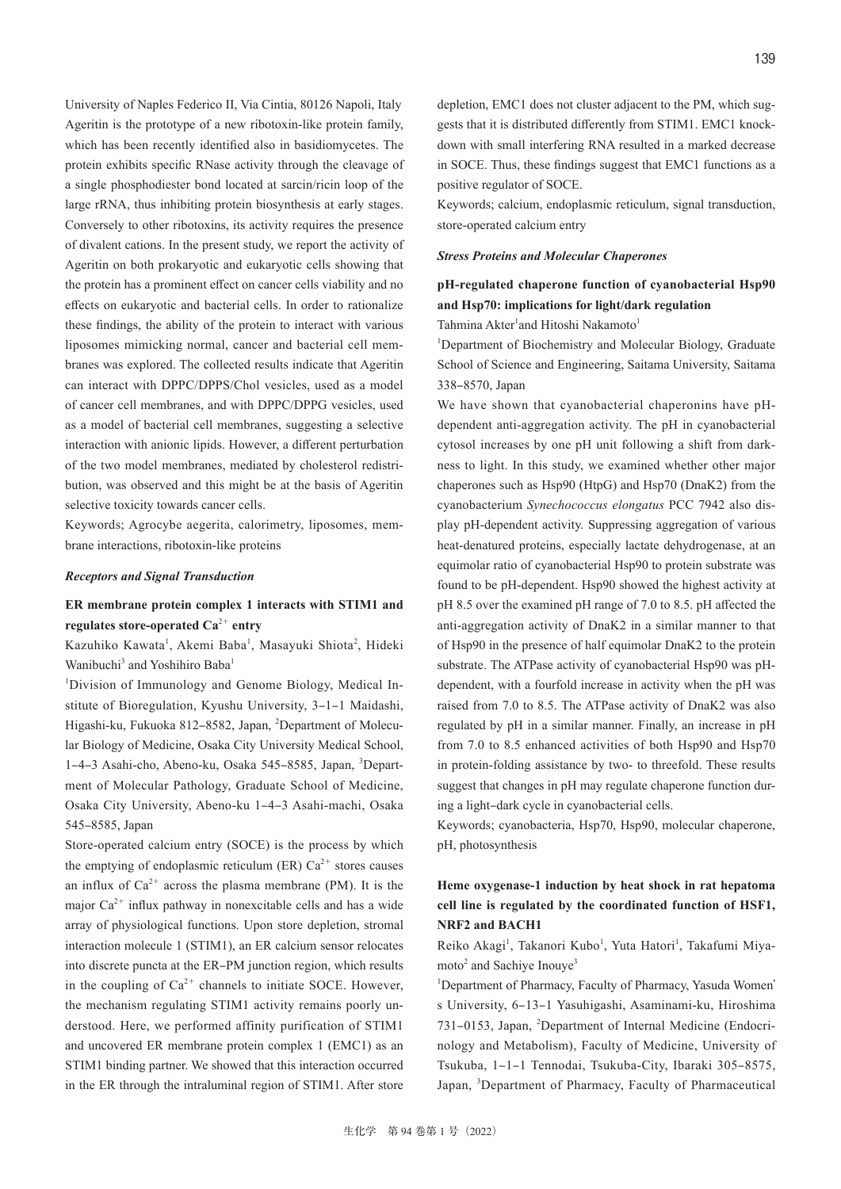University of Naples Federico II, Via Cintia, 80126 Napoli, Italy

Ageritin is the prototype of a new ribotoxin-like protein family, which has been recently identified also in basidiomycetes. The protein exhibits specific RNase activity through the cleavage of a single phosphodiester bond located at sarcin/ricin loop of the large rRNA, thus inhibiting protein biosynthesis at early stages. Conversely to other ribotoxins, its activity requires the presence of divalent cations. In the present study, we report the activity of Ageritin on both prokaryotic and eukaryotic cells showing that the protein has a prominent effect on cancer cells viability and no effects on eukaryotic and bacterial cells. In order to rationalize these findings, the ability of the protein to interact with various liposomes mimicking normal, cancer and bacterial cell membranes was explored. The collected results indicate that Ageritin can interact with DPPC/DPPS/Chol vesicles, used as a model of cancer cell membranes, and with DPPC/DPPG vesicles, used as a model of bacterial cell membranes, suggesting a selective interaction with anionic lipids. However, a different perturbation of the two model membranes, mediated by cholesterol redistribution, was observed and this might be at the basis of Ageritin selective toxicity towards cancer cells.

Keywords; Agrocybe aegerita, calorimetry, liposomes, membrane interactions, ribotoxin-like proteins

***Receptors and Signal Transduction***

**ER membrane protein complex 1 interacts with STIM1 and regulates store-operated $Ca^{2+}$ entry**

Kazuhiko Kawata[1], Akemi Baba[1], Masayuki Shiota[2], Hideki Wanibuchi[3] and Yoshihiro Baba[1]

[1]Division of Immunology and Genome Biology, Medical Institute of Bioregulation, Kyushu University, 3–1–1 Maidashi, Higashi-ku, Fukuoka 812–8582, Japan, [2]Department of Molecular Biology of Medicine, Osaka City University Medical School, 1–4–3 Asahi-cho, Abeno-ku, Osaka 545–8585, Japan, [3]Department of Molecular Pathology, Graduate School of Medicine, Osaka City University, Abeno-ku 1–4–3 Asahi-machi, Osaka 545–8585, Japan

Store-operated calcium entry (SOCE) is the process by which the emptying of endoplasmic reticulum (ER) $Ca^{2+}$ stores causes an influx of $Ca^{2+}$ across the plasma membrane (PM). It is the major $Ca^{2+}$ influx pathway in nonexcitable cells and has a wide array of physiological functions. Upon store depletion, stromal interaction molecule 1 (STIM1), an ER calcium sensor relocates into discrete puncta at the ER–PM junction region, which results in the coupling of $Ca^{2+}$ channels to initiate SOCE. However, the mechanism regulating STIM1 activity remains poorly understood. Here, we performed affinity purification of STIM1 and uncovered ER membrane protein complex 1 (EMC1) as an STIM1 binding partner. We showed that this interaction occurred in the ER through the intraluminal region of STIM1. After store depletion, EMC1 does not cluster adjacent to the PM, which suggests that it is distributed differently from STIM1. EMC1 knockdown with small interfering RNA resulted in a marked decrease in SOCE. Thus, these findings suggest that EMC1 functions as a positive regulator of SOCE.

Keywords; calcium, endoplasmic reticulum, signal transduction, store-operated calcium entry

***Stress Proteins and Molecular Chaperones***

**pH-regulated chaperone function of cyanobacterial Hsp90 and Hsp70: implications for light/dark regulation**

Tahmina Akter[1] and Hitoshi Nakamoto[1]

[1]Department of Biochemistry and Molecular Biology, Graduate School of Science and Engineering, Saitama University, Saitama 338–8570, Japan

We have shown that cyanobacterial chaperonins have pH-dependent anti-aggregation activity. The pH in cyanobacterial cytosol increases by one pH unit following a shift from darkness to light. In this study, we examined whether other major chaperones such as Hsp90 (HtpG) and Hsp70 (DnaK2) from the cyanobacterium *Synechococcus elongatus* PCC 7942 also display pH-dependent activity. Suppressing aggregation of various heat-denatured proteins, especially lactate dehydrogenase, at an equimolar ratio of cyanobacterial Hsp90 to protein substrate was found to be pH-dependent. Hsp90 showed the highest activity at pH 8.5 over the examined pH range of 7.0 to 8.5. pH affected the anti-aggregation activity of DnaK2 in a similar manner to that of Hsp90 in the presence of half equimolar DnaK2 to the protein substrate. The ATPase activity of cyanobacterial Hsp90 was pH-dependent, with a fourfold increase in activity when the pH was raised from 7.0 to 8.5. The ATPase activity of DnaK2 was also regulated by pH in a similar manner. Finally, an increase in pH from 7.0 to 8.5 enhanced activities of both Hsp90 and Hsp70 in protein-folding assistance by two- to threefold. These results suggest that changes in pH may regulate chaperone function during a light–dark cycle in cyanobacterial cells.

Keywords; cyanobacteria, Hsp70, Hsp90, molecular chaperone, pH, photosynthesis

**Heme oxygenase-1 induction by heat shock in rat hepatoma cell line is regulated by the coordinated function of HSF1, NRF2 and BACH1**

Reiko Akagi[1], Takanori Kubo[1], Yuta Hatori[1], Takafumi Miyamoto[2] and Sachiye Inouye[3]

[1]Department of Pharmacy, Faculty of Pharmacy, Yasuda Women's University, 6–13–1 Yasuhigashi, Asaminami-ku, Hiroshima 731–0153, Japan, [2]Department of Internal Medicine (Endocrinology and Metabolism), Faculty of Medicine, University of Tsukuba, 1–1–1 Tennodai, Tsukuba-City, Ibaraki 305–8575, Japan, [3]Department of Pharmacy, Faculty of Pharmaceutical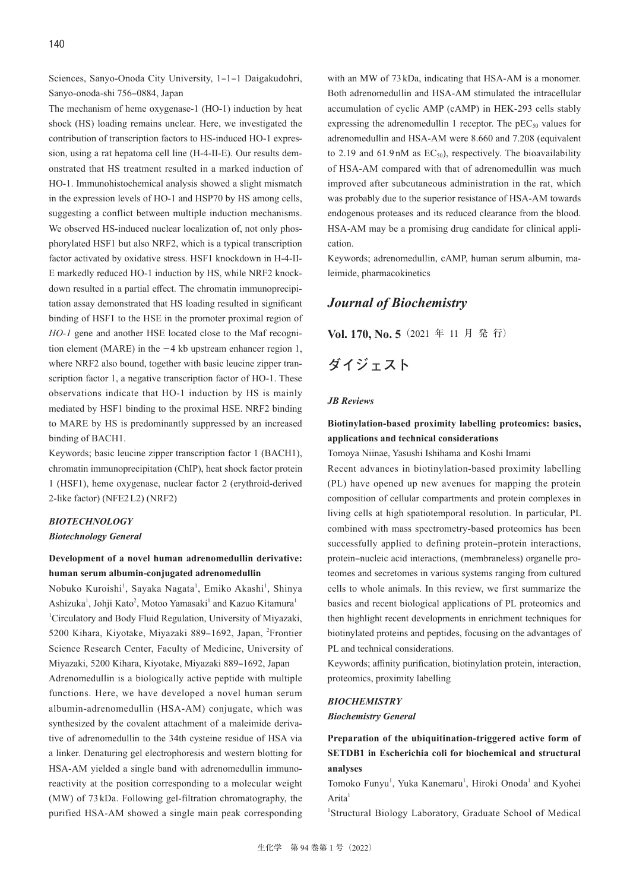Sciences, Sanyo-Onoda City University, 1–1–1 Daigakudohri, Sanyo-onoda-shi 756–0884, Japan

The mechanism of heme oxygenase-1 (HO-1) induction by heat shock (HS) loading remains unclear. Here, we investigated the contribution of transcription factors to HS-induced HO-1 expression, using a rat hepatoma cell line (H-4-II-E). Our results demonstrated that HS treatment resulted in a marked induction of HO-1. Immunohistochemical analysis showed a slight mismatch in the expression levels of HO-1 and HSP70 by HS among cells, suggesting a conflict between multiple induction mechanisms. We observed HS-induced nuclear localization of, not only phosphorylated HSF1 but also NRF2, which is a typical transcription factor activated by oxidative stress. HSF1 knockdown in H-4-II-E markedly reduced HO-1 induction by HS, while NRF2 knockdown resulted in a partial effect. The chromatin immunoprecipitation assay demonstrated that HS loading resulted in significant binding of HSF1 to the HSE in the promoter proximal region of *HO-1* gene and another HSE located close to the Maf recognition element (MARE) in the −4 kb upstream enhancer region 1, where NRF2 also bound, together with basic leucine zipper transcription factor 1, a negative transcription factor of HO-1. These observations indicate that HO-1 induction by HS is mainly mediated by HSF1 binding to the proximal HSE. NRF2 binding to MARE by HS is predominantly suppressed by an increased binding of BACH1.

Keywords; basic leucine zipper transcription factor 1 (BACH1), chromatin immunoprecipitation (ChIP), heat shock factor protein 1 (HSF1), heme oxygenase, nuclear factor 2 (erythroid-derived 2-like factor) (NFE2L2) (NRF2)

### *BIOTECHNOLOGY*

#### *Biotechnology General*

**Development of a novel human adrenomedullin derivative: human serum albumin-conjugated adrenomedullin**

Nobuko Kuroishi[1], Sayaka Nagata[1], Emiko Akashi[1], Shinya Ashizuka[1], Johji Kato[2], Motoo Yamasaki[1] and Kazuo Kitamura[1]

[1]Circulatory and Body Fluid Regulation, University of Miyazaki, 5200 Kihara, Kiyotake, Miyazaki 889–1692, Japan, [2]Frontier Science Research Center, Faculty of Medicine, University of Miyazaki, 5200 Kihara, Kiyotake, Miyazaki 889–1692, Japan

Adrenomedullin is a biologically active peptide with multiple functions. Here, we have developed a novel human serum albumin-adrenomedullin (HSA-AM) conjugate, which was synthesized by the covalent attachment of a maleimide derivative of adrenomedullin to the 34th cysteine residue of HSA via a linker. Denaturing gel electrophoresis and western blotting for HSA-AM yielded a single band with adrenomedullin immunoreactivity at the position corresponding to a molecular weight (MW) of 73 kDa. Following gel-filtration chromatography, the purified HSA-AM showed a single main peak corresponding with an MW of 73 kDa, indicating that HSA-AM is a monomer. Both adrenomedullin and HSA-AM stimulated the intracellular accumulation of cyclic AMP (cAMP) in HEK-293 cells stably expressing the adrenomedullin 1 receptor. The $pEC_{50}$ values for adrenomedullin and HSA-AM were 8.660 and 7.208 (equivalent to 2.19 and 61.9 nM as $EC_{50}$), respectively. The bioavailability of HSA-AM compared with that of adrenomedullin was much improved after subcutaneous administration in the rat, which was probably due to the superior resistance of HSA-AM towards endogenous proteases and its reduced clearance from the blood. HSA-AM may be a promising drug candidate for clinical application.

Keywords; adrenomedullin, cAMP, human serum albumin, maleimide, pharmacokinetics

## *Journal of Biochemistry*

**Vol. 170, No. 5**（2021 年 11 月 発 行）

# ダイジェスト

#### *JB Reviews*

**Biotinylation-based proximity labelling proteomics: basics, applications and technical considerations**

Tomoya Niinae, Yasushi Ishihama and Koshi Imami

Recent advances in biotinylation-based proximity labelling (PL) have opened up new avenues for mapping the protein composition of cellular compartments and protein complexes in living cells at high spatiotemporal resolution. In particular, PL combined with mass spectrometry-based proteomics has been successfully applied to defining protein–protein interactions, protein–nucleic acid interactions, (membraneless) organelle proteomes and secretomes in various systems ranging from cultured cells to whole animals. In this review, we first summarize the basics and recent biological applications of PL proteomics and then highlight recent developments in enrichment techniques for biotinylated proteins and peptides, focusing on the advantages of PL and technical considerations.

Keywords; affinity purification, biotinylation protein, interaction, proteomics, proximity labelling

### *BIOCHEMISTRY*

#### *Biochemistry General*

**Preparation of the ubiquitination-triggered active form of SETDB1 in Escherichia coli for biochemical and structural analyses**

Tomoko Funyu[1], Yuka Kanemaru[1], Hiroki Onoda[1] and Kyohei Arita[1]

[1]Structural Biology Laboratory, Graduate School of Medical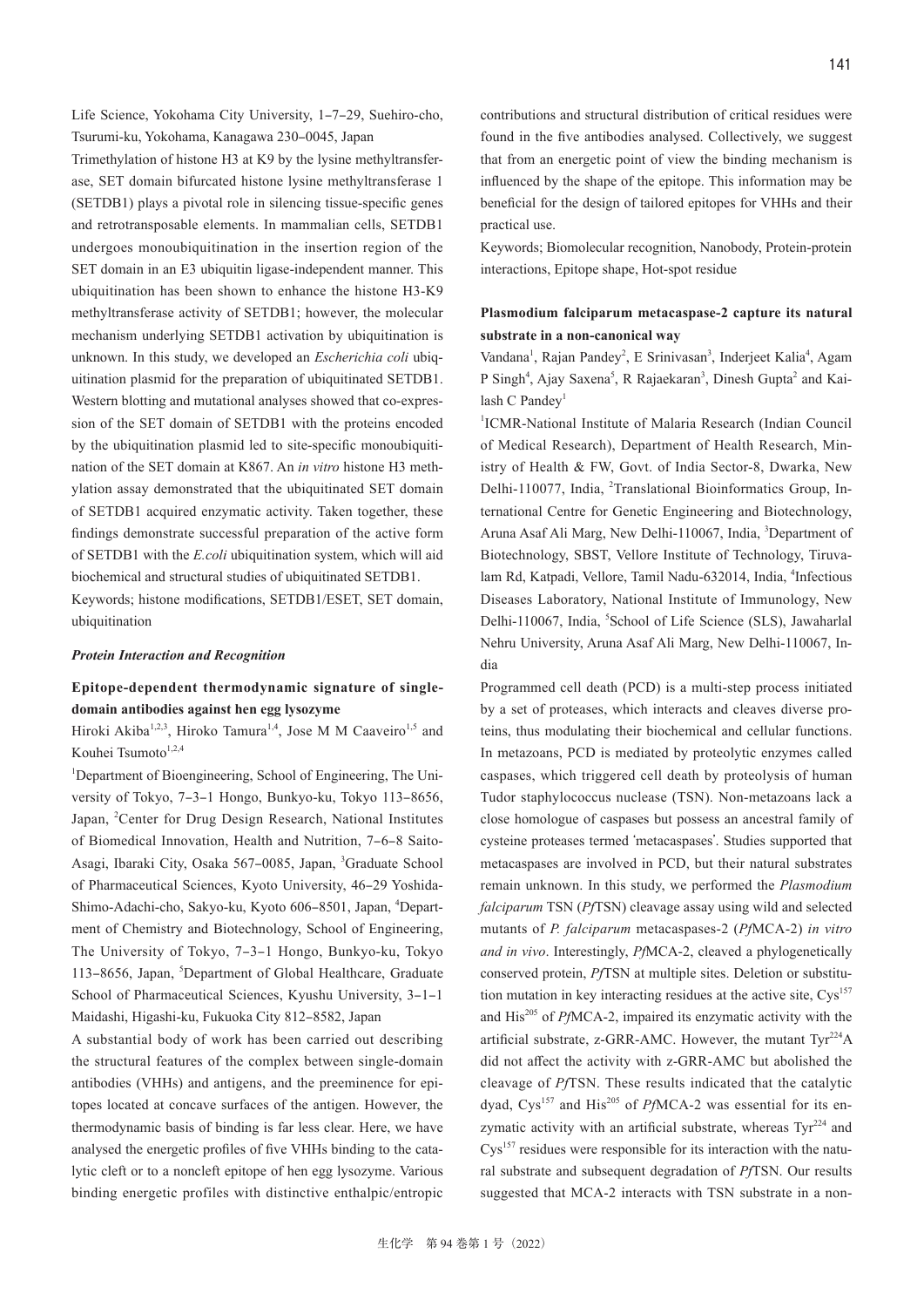Life Science, Yokohama City University, 1–7–29, Suehiro-cho, Tsurumi-ku, Yokohama, Kanagawa 230–0045, Japan

Trimethylation of histone H3 at K9 by the lysine methyltransferase, SET domain bifurcated histone lysine methyltransferase 1 (SETDB1) plays a pivotal role in silencing tissue-specific genes and retrotransposable elements. In mammalian cells, SETDB1 undergoes monoubiquitination in the insertion region of the SET domain in an E3 ubiquitin ligase-independent manner. This ubiquitination has been shown to enhance the histone H3-K9 methyltransferase activity of SETDB1; however, the molecular mechanism underlying SETDB1 activation by ubiquitination is unknown. In this study, we developed an *Escherichia coli* ubiquitination plasmid for the preparation of ubiquitinated SETDB1. Western blotting and mutational analyses showed that co-expression of the SET domain of SETDB1 with the proteins encoded by the ubiquitination plasmid led to site-specific monoubiquitination of the SET domain at K867. An *in vitro* histone H3 methylation assay demonstrated that the ubiquitinated SET domain of SETDB1 acquired enzymatic activity. Taken together, these findings demonstrate successful preparation of the active form of SETDB1 with the *E.coli* ubiquitination system, which will aid biochemical and structural studies of ubiquitinated SETDB1.

Keywords; histone modifications, SETDB1/ESET, SET domain, ubiquitination

## *Protein Interaction and Recognition*

### Epitope-dependent thermodynamic signature of single-domain antibodies against hen egg lysozyme

Hiroki Akiba[1,2,3], Hiroko Tamura[1,4], Jose M M Caaveiro[1,5] and Kouhei Tsumoto[1,2,4]

[1]Department of Bioengineering, School of Engineering, The University of Tokyo, 7–3–1 Hongo, Bunkyo-ku, Tokyo 113–8656, Japan, [2]Center for Drug Design Research, National Institutes of Biomedical Innovation, Health and Nutrition, 7–6–8 Saito-Asagi, Ibaraki City, Osaka 567–0085, Japan, [3]Graduate School of Pharmaceutical Sciences, Kyoto University, 46–29 Yoshida-Shimo-Adachi-cho, Sakyo-ku, Kyoto 606–8501, Japan, [4]Department of Chemistry and Biotechnology, School of Engineering, The University of Tokyo, 7–3–1 Hongo, Bunkyo-ku, Tokyo 113–8656, Japan, [5]Department of Global Healthcare, Graduate School of Pharmaceutical Sciences, Kyushu University, 3–1–1 Maidashi, Higashi-ku, Fukuoka City 812–8582, Japan

A substantial body of work has been carried out describing the structural features of the complex between single-domain antibodies (VHHs) and antigens, and the preeminence for epitopes located at concave surfaces of the antigen. However, the thermodynamic basis of binding is far less clear. Here, we have analysed the energetic profiles of five VHHs binding to the catalytic cleft or to a noncleft epitope of hen egg lysozyme. Various binding energetic profiles with distinctive enthalpic/entropic contributions and structural distribution of critical residues were found in the five antibodies analysed. Collectively, we suggest that from an energetic point of view the binding mechanism is influenced by the shape of the epitope. This information may be beneficial for the design of tailored epitopes for VHHs and their practical use.

Keywords; Biomolecular recognition, Nanobody, Protein-protein interactions, Epitope shape, Hot-spot residue

### Plasmodium falciparum metacaspase-2 capture its natural substrate in a non-canonical way

Vandana[1], Rajan Pandey[2], E Srinivasan[3], Inderjeet Kalia[4], Agam P Singh[4], Ajay Saxena[5], R Rajaekaran[3], Dinesh Gupta[2] and Kailash C Pandey[1]

[1]ICMR-National Institute of Malaria Research (Indian Council of Medical Research), Department of Health Research, Ministry of Health & FW, Govt. of India Sector-8, Dwarka, New Delhi-110077, India, [2]Translational Bioinformatics Group, International Centre for Genetic Engineering and Biotechnology, Aruna Asaf Ali Marg, New Delhi-110067, India, [3]Department of Biotechnology, SBST, Vellore Institute of Technology, Tiruvalam Rd, Katpadi, Vellore, Tamil Nadu-632014, India, [4]Infectious Diseases Laboratory, National Institute of Immunology, New Delhi-110067, India, [5]School of Life Science (SLS), Jawaharlal Nehru University, Aruna Asaf Ali Marg, New Delhi-110067, India

Programmed cell death (PCD) is a multi-step process initiated by a set of proteases, which interacts and cleaves diverse proteins, thus modulating their biochemical and cellular functions. In metazoans, PCD is mediated by proteolytic enzymes called caspases, which triggered cell death by proteolysis of human Tudor staphylococcus nuclease (TSN). Non-metazoans lack a close homologue of caspases but possess an ancestral family of cysteine proteases termed 'metacaspases'. Studies supported that metacaspases are involved in PCD, but their natural substrates remain unknown. In this study, we performed the *Plasmodium falciparum* TSN (*Pf*TSN) cleavage assay using wild and selected mutants of *P. falciparum* metacaspases-2 (*Pf*MCA-2) *in vitro and in vivo*. Interestingly, *Pf*MCA-2, cleaved a phylogenetically conserved protein, *Pf*TSN at multiple sites. Deletion or substitution mutation in key interacting residues at the active site, $Cys^{157}$ and $His^{205}$ of *Pf*MCA-2, impaired its enzymatic activity with the artificial substrate, z-GRR-AMC. However, the mutant $Tyr^{224}A$ did not affect the activity with z-GRR-AMC but abolished the cleavage of *Pf*TSN. These results indicated that the catalytic dyad, $Cys^{157}$ and $His^{205}$ of *Pf*MCA-2 was essential for its enzymatic activity with an artificial substrate, whereas $Tyr^{224}$ and $Cys^{157}$ residues were responsible for its interaction with the natural substrate and subsequent degradation of *Pf*TSN. Our results suggested that MCA-2 interacts with TSN substrate in a non-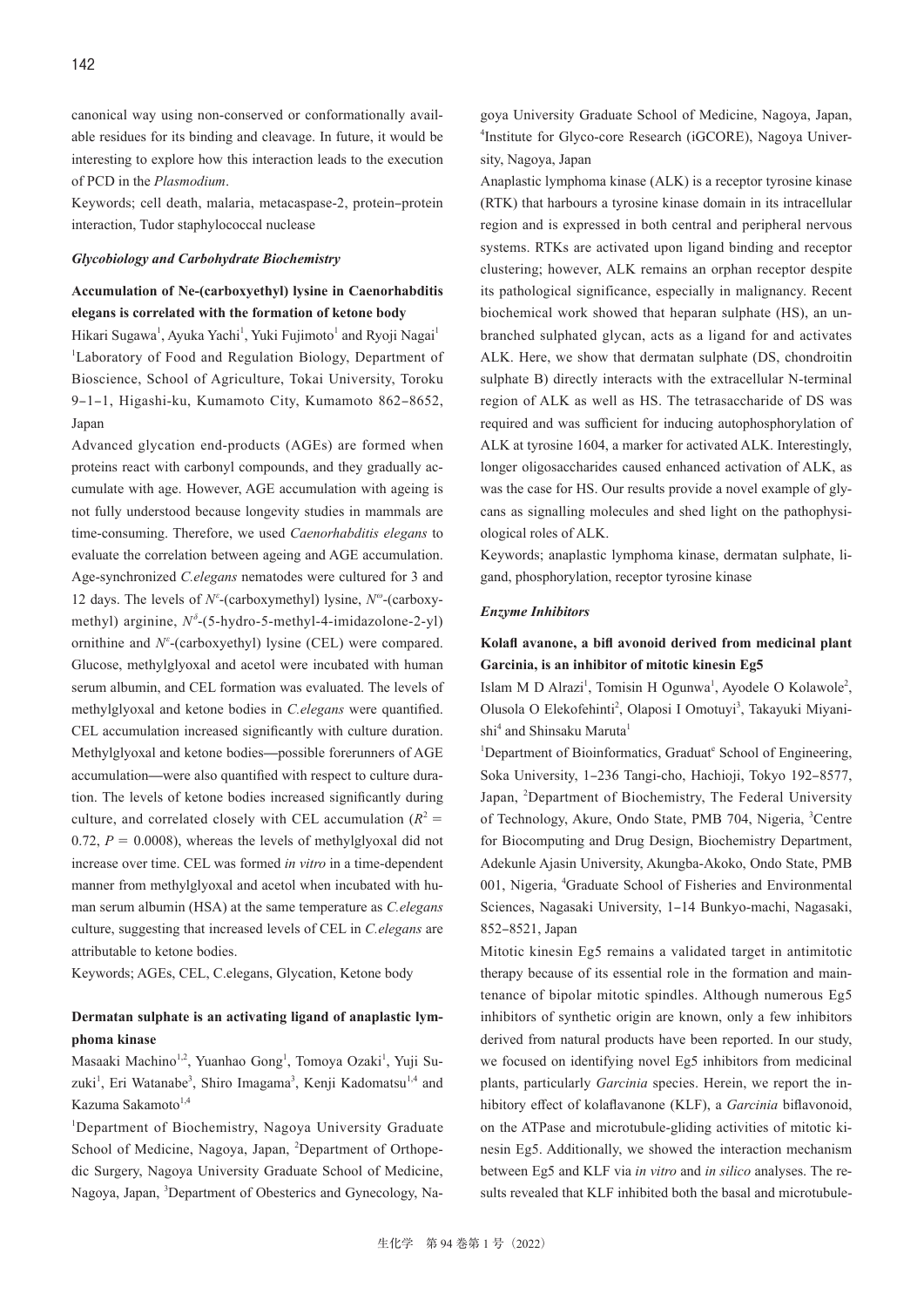canonical way using non-conserved or conformationally available residues for its binding and cleavage. In future, it would be interesting to explore how this interaction leads to the execution of PCD in the *Plasmodium*.

Keywords; cell death, malaria, metacaspase-2, protein–protein interaction, Tudor staphylococcal nuclease

## *Glycobiology and Carbohydrate Biochemistry*

### Accumulation of Ne-(carboxyethyl) lysine in Caenorhabditis elegans is correlated with the formation of ketone body

Hikari Sugawa[1], Ayuka Yachi[1], Yuki Fujimoto[1] and Ryoji Nagai[1]

[1]Laboratory of Food and Regulation Biology, Department of Bioscience, School of Agriculture, Tokai University, Toroku 9–1–1, Higashi-ku, Kumamoto City, Kumamoto 862–8652, Japan

Advanced glycation end-products (AGEs) are formed when proteins react with carbonyl compounds, and they gradually accumulate with age. However, AGE accumulation with ageing is not fully understood because longevity studies in mammals are time-consuming. Therefore, we used *Caenorhabditis elegans* to evaluate the correlation between ageing and AGE accumulation. Age-synchronized *C.elegans* nematodes were cultured for 3 and 12 days. The levels of $N^{\varepsilon}$-(carboxymethyl) lysine, $N^{\omega}$-(carboxymethyl) arginine, $N^{\delta}$-(5-hydro-5-methyl-4-imidazolone-2-yl) ornithine and $N^{\varepsilon}$-(carboxyethyl) lysine (CEL) were compared. Glucose, methylglyoxal and acetol were incubated with human serum albumin, and CEL formation was evaluated. The levels of methylglyoxal and ketone bodies in *C.elegans* were quantified. CEL accumulation increased significantly with culture duration. Methylglyoxal and ketone bodies—possible forerunners of AGE accumulation—were also quantified with respect to culture duration. The levels of ketone bodies increased significantly during culture, and correlated closely with CEL accumulation ($R^2 = 0.72$, $P = 0.0008$), whereas the levels of methylglyoxal did not increase over time. CEL was formed *in vitro* in a time-dependent manner from methylglyoxal and acetol when incubated with human serum albumin (HSA) at the same temperature as *C.elegans* culture, suggesting that increased levels of CEL in *C.elegans* are attributable to ketone bodies.

Keywords; AGEs, CEL, C.elegans, Glycation, Ketone body

### Dermatan sulphate is an activating ligand of anaplastic lymphoma kinase

Masaaki Machino[1,2], Yuanhao Gong[1], Tomoya Ozaki[1], Yuji Suzuki[1], Eri Watanabe[3], Shiro Imagama[3], Kenji Kadomatsu[1,4] and Kazuma Sakamoto[1,4]

[1]Department of Biochemistry, Nagoya University Graduate School of Medicine, Nagoya, Japan, [2]Department of Orthopedic Surgery, Nagoya University Graduate School of Medicine, Nagoya, Japan, [3]Department of Obesterics and Gynecology, Nagoya University Graduate School of Medicine, Nagoya, Japan, [4]Institute for Glyco-core Research (iGCORE), Nagoya University, Nagoya, Japan

Anaplastic lymphoma kinase (ALK) is a receptor tyrosine kinase (RTK) that harbours a tyrosine kinase domain in its intracellular region and is expressed in both central and peripheral nervous systems. RTKs are activated upon ligand binding and receptor clustering; however, ALK remains an orphan receptor despite its pathological significance, especially in malignancy. Recent biochemical work showed that heparan sulphate (HS), an unbranched sulphated glycan, acts as a ligand for and activates ALK. Here, we show that dermatan sulphate (DS, chondroitin sulphate B) directly interacts with the extracellular N-terminal region of ALK as well as HS. The tetrasaccharide of DS was required and was sufficient for inducing autophosphorylation of ALK at tyrosine 1604, a marker for activated ALK. Interestingly, longer oligosaccharides caused enhanced activation of ALK, as was the case for HS. Our results provide a novel example of glycans as signalling molecules and shed light on the pathophysiological roles of ALK.

Keywords; anaplastic lymphoma kinase, dermatan sulphate, ligand, phosphorylation, receptor tyrosine kinase

## *Enzyme Inhibitors*

### Kolafl avanone, a bifl avonoid derived from medicinal plant Garcinia, is an inhibitor of mitotic kinesin Eg5

Islam M D Alrazi[1], Tomisin H Ogunwa[1], Ayodele O Kolawole[2], Olusola O Elekofehinti[2], Olaposi I Omotuyi[3], Takayuki Miyanishi[4] and Shinsaku Maruta[1]

[1]Department of Bioinformatics, Graduat[e] School of Engineering, Soka University, 1–236 Tangi-cho, Hachioji, Tokyo 192–8577, Japan, [2]Department of Biochemistry, The Federal University of Technology, Akure, Ondo State, PMB 704, Nigeria, [3]Centre for Biocomputing and Drug Design, Biochemistry Department, Adekunle Ajasin University, Akungba-Akoko, Ondo State, PMB 001, Nigeria, [4]Graduate School of Fisheries and Environmental Sciences, Nagasaki University, 1–14 Bunkyo-machi, Nagasaki, 852–8521, Japan

Mitotic kinesin Eg5 remains a validated target in antimitotic therapy because of its essential role in the formation and maintenance of bipolar mitotic spindles. Although numerous Eg5 inhibitors of synthetic origin are known, only a few inhibitors derived from natural products have been reported. In our study, we focused on identifying novel Eg5 inhibitors from medicinal plants, particularly *Garcinia* species. Herein, we report the inhibitory effect of kolaflavanone (KLF), a *Garcinia* biflavonoid, on the ATPase and microtubule-gliding activities of mitotic kinesin Eg5. Additionally, we showed the interaction mechanism between Eg5 and KLF via *in vitro* and *in silico* analyses. The results revealed that KLF inhibited both the basal and microtubule-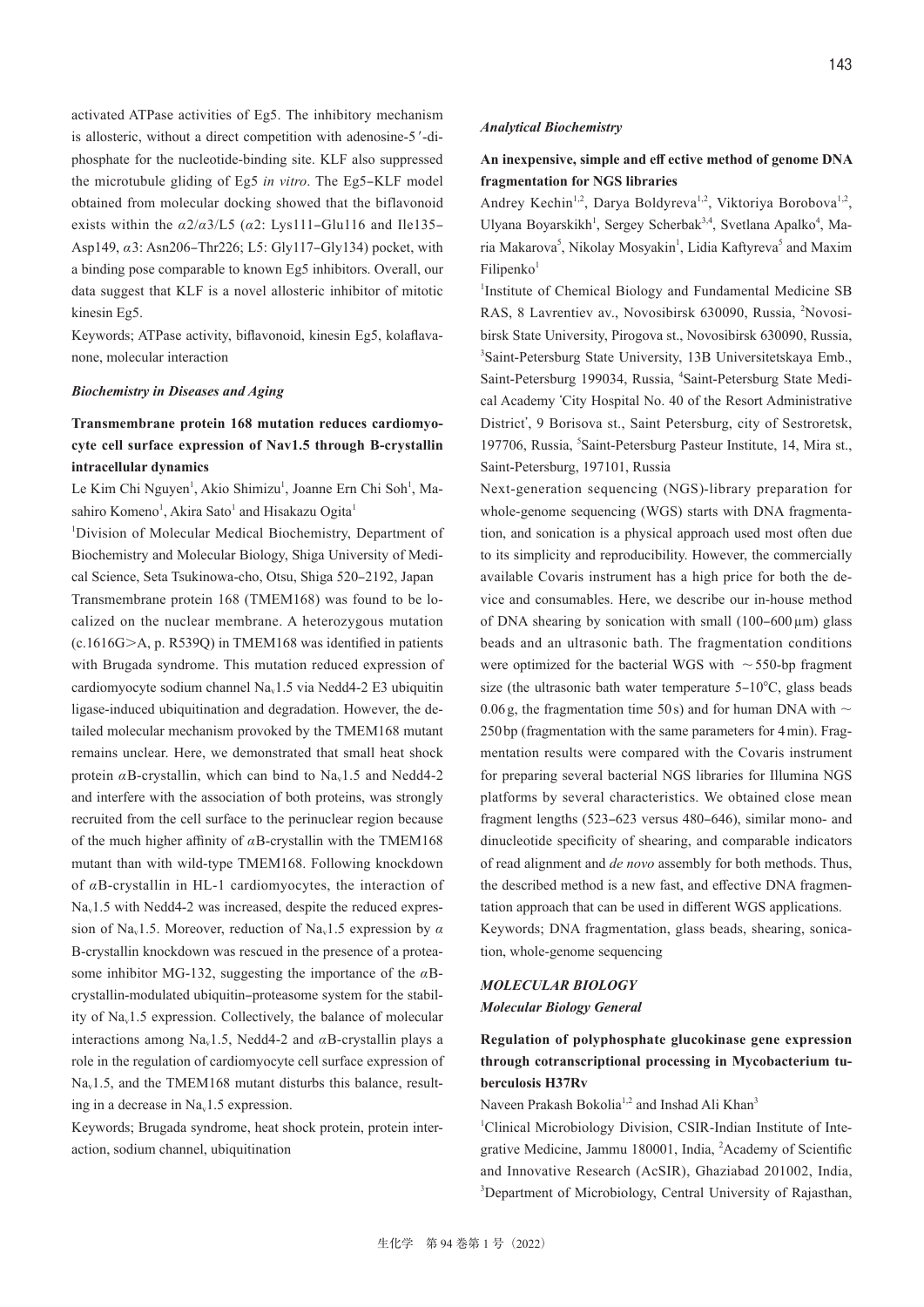activated ATPase activities of Eg5. The inhibitory mechanism is allosteric, without a direct competition with adenosine-5′-diphosphate for the nucleotide-binding site. KLF also suppressed the microtubule gliding of Eg5 *in vitro*. The Eg5–KLF model obtained from molecular docking showed that the biflavonoid exists within the $\alpha$2/$\alpha$3/L5 ($\alpha$2: Lys111–Glu116 and Ile135–Asp149, $\alpha$3: Asn206–Thr226; L5: Gly117–Gly134) pocket, with a binding pose comparable to known Eg5 inhibitors. Overall, our data suggest that KLF is a novel allosteric inhibitor of mitotic kinesin Eg5.

Keywords; ATPase activity, biflavonoid, kinesin Eg5, kolaflavanone, molecular interaction

### *Biochemistry in Diseases and Aging*

**Transmembrane protein 168 mutation reduces cardiomyocyte cell surface expression of Nav1.5 through B-crystallin intracellular dynamics**

Le Kim Chi Nguyen[1], Akio Shimizu[1], Joanne Ern Chi Soh[1], Masahiro Komeno[1], Akira Sato[1] and Hisakazu Ogita[1]

[1]Division of Molecular Medical Biochemistry, Department of Biochemistry and Molecular Biology, Shiga University of Medical Science, Seta Tsukinowa-cho, Otsu, Shiga 520–2192, Japan

Transmembrane protein 168 (TMEM168) was found to be localized on the nuclear membrane. A heterozygous mutation (c.1616G>A, p. R539Q) in TMEM168 was identified in patients with Brugada syndrome. This mutation reduced expression of cardiomyocyte sodium channel $Na_v1.5$ via Nedd4-2 E3 ubiquitin ligase-induced ubiquitination and degradation. However, the detailed molecular mechanism provoked by the TMEM168 mutant remains unclear. Here, we demonstrated that small heat shock protein $\alpha$B-crystallin, which can bind to $Na_v1.5$ and Nedd4-2 and interfere with the association of both proteins, was strongly recruited from the cell surface to the perinuclear region because of the much higher affinity of $\alpha$B-crystallin with the TMEM168 mutant than with wild-type TMEM168. Following knockdown of $\alpha$B-crystallin in HL-1 cardiomyocytes, the interaction of $Na_v1.5$ with Nedd4-2 was increased, despite the reduced expression of $Na_v1.5$. Moreover, reduction of $Na_v1.5$ expression by $\alpha$ B-crystallin knockdown was rescued in the presence of a proteasome inhibitor MG-132, suggesting the importance of the $\alpha$B-crystallin-modulated ubiquitin–proteasome system for the stability of $Na_v1.5$ expression. Collectively, the balance of molecular interactions among $Na_v1.5$, Nedd4-2 and $\alpha$B-crystallin plays a role in the regulation of cardiomyocyte cell surface expression of $Na_v1.5$, and the TMEM168 mutant disturbs this balance, resulting in a decrease in $Na_v1.5$ expression.

Keywords; Brugada syndrome, heat shock protein, protein interaction, sodium channel, ubiquitination

### *Analytical Biochemistry*

**An inexpensive, simple and effective method of genome DNA fragmentation for NGS libraries**

Andrey Kechin[1,2], Darya Boldyreva[1,2], Viktoriya Borobova[1,2], Ulyana Boyarskikh[1], Sergey Scherbak[3,4], Svetlana Apalko[4], Maria Makarova[5], Nikolay Mosyakin[1], Lidia Kaftyreva[5] and Maxim Filipenko[1]

[1]Institute of Chemical Biology and Fundamental Medicine SB RAS, 8 Lavrentiev av., Novosibirsk 630090, Russia, [2]Novosibirsk State University, Pirogova st., Novosibirsk 630090, Russia, [3]Saint-Petersburg State University, 13B Universitetskaya Emb., Saint-Petersburg 199034, Russia, [4]Saint-Petersburg State Medical Academy 'City Hospital No. 40 of the Resort Administrative District', 9 Borisova st., Saint Petersburg, city of Sestroretsk, 197706, Russia, [5]Saint-Petersburg Pasteur Institute, 14, Mira st., Saint-Petersburg, 197101, Russia

Next-generation sequencing (NGS)-library preparation for whole-genome sequencing (WGS) starts with DNA fragmentation, and sonication is a physical approach used most often due to its simplicity and reproducibility. However, the commercially available Covaris instrument has a high price for both the device and consumables. Here, we describe our in-house method of DNA shearing by sonication with small (100–600 μm) glass beads and an ultrasonic bath. The fragmentation conditions were optimized for the bacterial WGS with ~550-bp fragment size (the ultrasonic bath water temperature 5–10°C, glass beads 0.06 g, the fragmentation time 50 s) and for human DNA with ~250 bp (fragmentation with the same parameters for 4 min). Fragmentation results were compared with the Covaris instrument for preparing several bacterial NGS libraries for Illumina NGS platforms by several characteristics. We obtained close mean fragment lengths (523–623 versus 480–646), similar mono- and dinucleotide specificity of shearing, and comparable indicators of read alignment and *de novo* assembly for both methods. Thus, the described method is a new fast, and effective DNA fragmentation approach that can be used in different WGS applications.

Keywords; DNA fragmentation, glass beads, shearing, sonication, whole-genome sequencing

## *MOLECULAR BIOLOGY*

### *Molecular Biology General*

**Regulation of polyphosphate glucokinase gene expression through cotranscriptional processing in Mycobacterium tuberculosis H37Rv**

Naveen Prakash Bokolia[1,2] and Inshad Ali Khan[3]

[1]Clinical Microbiology Division, CSIR-Indian Institute of Integrative Medicine, Jammu 180001, India, [2]Academy of Scientific and Innovative Research (AcSIR), Ghaziabad 201002, India, [3]Department of Microbiology, Central University of Rajasthan,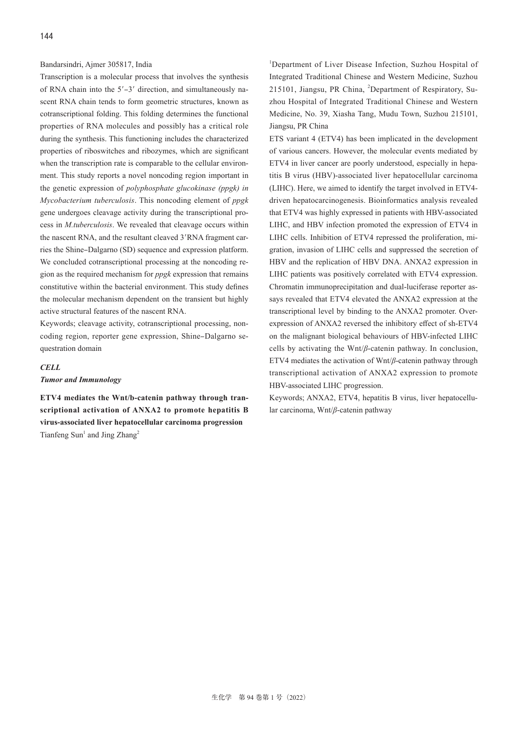Bandarsindri, Ajmer 305817, India

Transcription is a molecular process that involves the synthesis of RNA chain into the 5′–3′ direction, and simultaneously nascent RNA chain tends to form geometric structures, known as cotranscriptional folding. This folding determines the functional properties of RNA molecules and possibly has a critical role during the synthesis. This functioning includes the characterized properties of riboswitches and ribozymes, which are significant when the transcription rate is comparable to the cellular environment. This study reports a novel noncoding region important in the genetic expression of *polyphosphate glucokinase (ppgk) in Mycobacterium tuberculosis*. This noncoding element of *ppgk* gene undergoes cleavage activity during the transcriptional process in *M.tuberculosis*. We revealed that cleavage occurs within the nascent RNA, and the resultant cleaved 3′RNA fragment carries the Shine–Dalgarno (SD) sequence and expression platform. We concluded cotranscriptional processing at the noncoding region as the required mechanism for *ppgk* expression that remains constitutive within the bacterial environment. This study defines the molecular mechanism dependent on the transient but highly active structural features of the nascent RNA.

Keywords; cleavage activity, cotranscriptional processing, noncoding region, reporter gene expression, Shine–Dalgarno sequestration domain

## *CELL*

### *Tumor and Immunology*

**ETV4 mediates the Wnt/b-catenin pathway through transcriptional activation of ANXA2 to promote hepatitis B virus-associated liver hepatocellular carcinoma progression**

Tianfeng Sun[1] and Jing Zhang[2]

[1]Department of Liver Disease Infection, Suzhou Hospital of Integrated Traditional Chinese and Western Medicine, Suzhou 215101, Jiangsu, PR China, [2]Department of Respiratory, Suzhou Hospital of Integrated Traditional Chinese and Western Medicine, No. 39, Xiasha Tang, Mudu Town, Suzhou 215101, Jiangsu, PR China

ETS variant 4 (ETV4) has been implicated in the development of various cancers. However, the molecular events mediated by ETV4 in liver cancer are poorly understood, especially in hepatitis B virus (HBV)-associated liver hepatocellular carcinoma (LIHC). Here, we aimed to identify the target involved in ETV4-driven hepatocarcinogenesis. Bioinformatics analysis revealed that ETV4 was highly expressed in patients with HBV-associated LIHC, and HBV infection promoted the expression of ETV4 in LIHC cells. Inhibition of ETV4 repressed the proliferation, migration, invasion of LIHC cells and suppressed the secretion of HBV and the replication of HBV DNA. ANXA2 expression in LIHC patients was positively correlated with ETV4 expression. Chromatin immunoprecipitation and dual-luciferase reporter assays revealed that ETV4 elevated the ANXA2 expression at the transcriptional level by binding to the ANXA2 promoter. Overexpression of ANXA2 reversed the inhibitory effect of sh-ETV4 on the malignant biological behaviours of HBV-infected LIHC cells by activating the Wnt/$\beta$-catenin pathway. In conclusion, ETV4 mediates the activation of Wnt/$\beta$-catenin pathway through transcriptional activation of ANXA2 expression to promote HBV-associated LIHC progression.

Keywords; ANXA2, ETV4, hepatitis B virus, liver hepatocellular carcinoma, Wnt/$\beta$-catenin pathway